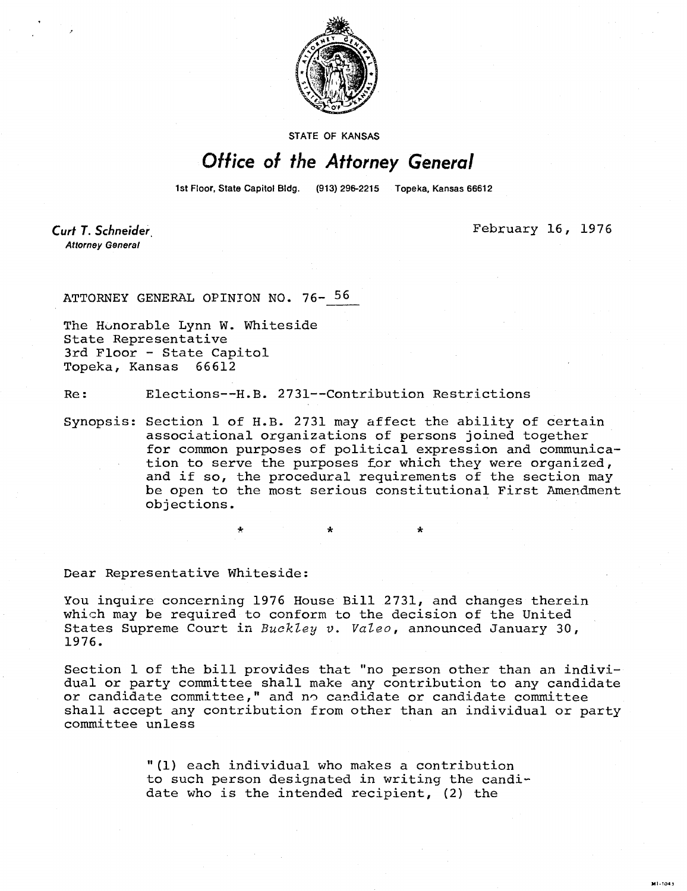STATE OF KANSAS

# Office of the Attorney General

1st Floor, State Capitol Bldg. (913) 296-2215 Topeka, Kansas 66612

**Curt T. Schneider**
*Attorney General*

February 16, 1976

ATTORNEY GENERAL OPINION NO. 76-56

The Honorable Lynn W. Whiteside
State Representative
3rd Floor - State Capitol
Topeka, Kansas 66612

Re: Elections--H.B. 2731--Contribution Restrictions

Synopsis: Section 1 of H.B. 2731 may affect the ability of certain associational organizations of persons joined together for common purposes of political expression and communication to serve the purposes for which they were organized, and if so, the procedural requirements of the section may be open to the most serious constitutional First Amendment objections.

\* \* \*

Dear Representative Whiteside:

You inquire concerning 1976 House Bill 2731, and changes therein which may be required to conform to the decision of the United States Supreme Court in *Buckley v. Valeo*, announced January 30, 1976.

Section 1 of the bill provides that "no person other than an individual or party committee shall make any contribution to any candidate or candidate committee," and no candidate or candidate committee shall accept any contribution from other than an individual or party committee unless

> "(1) each individual who makes a contribution to such person designated in writing the candidate who is the intended recipient, (2) the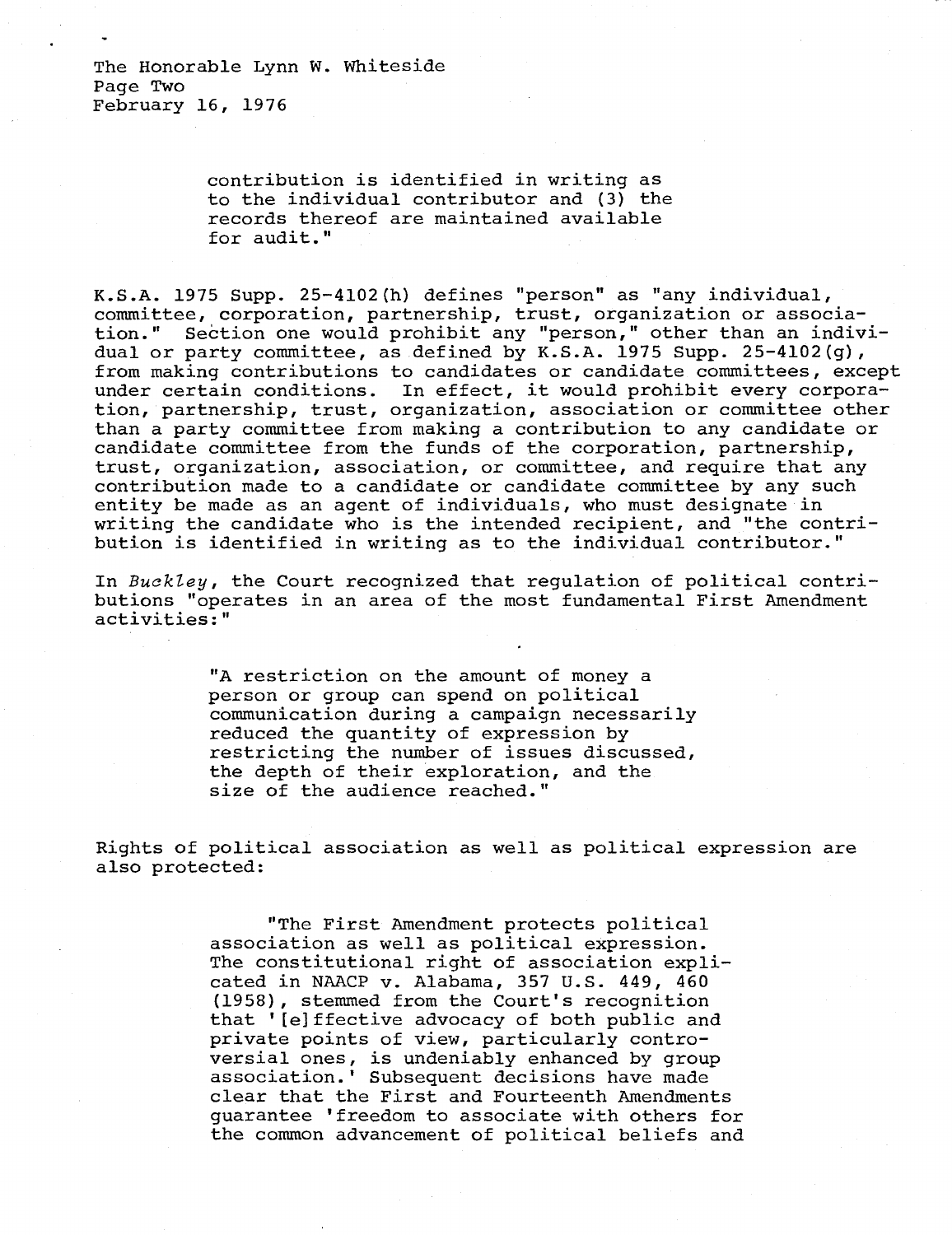contribution is identified in writing as to the individual contributor and (3) the records thereof are maintained available for audit."

K.S.A. 1975 Supp. 25-4102(h) defines "person" as "any individual, committee, corporation, partnership, trust, organization or association." Section one would prohibit any "person," other than an individual or party committee, as defined by K.S.A. 1975 Supp. 25-4102(g), from making contributions to candidates or candidate committees, except under certain conditions. In effect, it would prohibit every corporation, partnership, trust, organization, association or committee other than a party committee from making a contribution to any candidate or candidate committee from the funds of the corporation, partnership, trust, organization, association, or committee, and require that any contribution made to a candidate or candidate committee by any such entity be made as an agent of individuals, who must designate in writing the candidate who is the intended recipient, and "the contribution is identified in writing as to the individual contributor."

In *Buckley*, the Court recognized that regulation of political contributions "operates in an area of the most fundamental First Amendment activities:"

> "A restriction on the amount of money a person or group can spend on political communication during a campaign necessarily reduced the quantity of expression by restricting the number of issues discussed, the depth of their exploration, and the size of the audience reached."

Rights of political association as well as political expression are also protected:

> "The First Amendment protects political association as well as political expression. The constitutional right of association explicated in NAACP v. Alabama, 357 U.S. 449, 460 (1958), stemmed from the Court's recognition that '[e]ffective advocacy of both public and private points of view, particularly controversial ones, is undeniably enhanced by group association.' Subsequent decisions have made clear that the First and Fourteenth Amendments guarantee 'freedom to associate with others for the common advancement of political beliefs and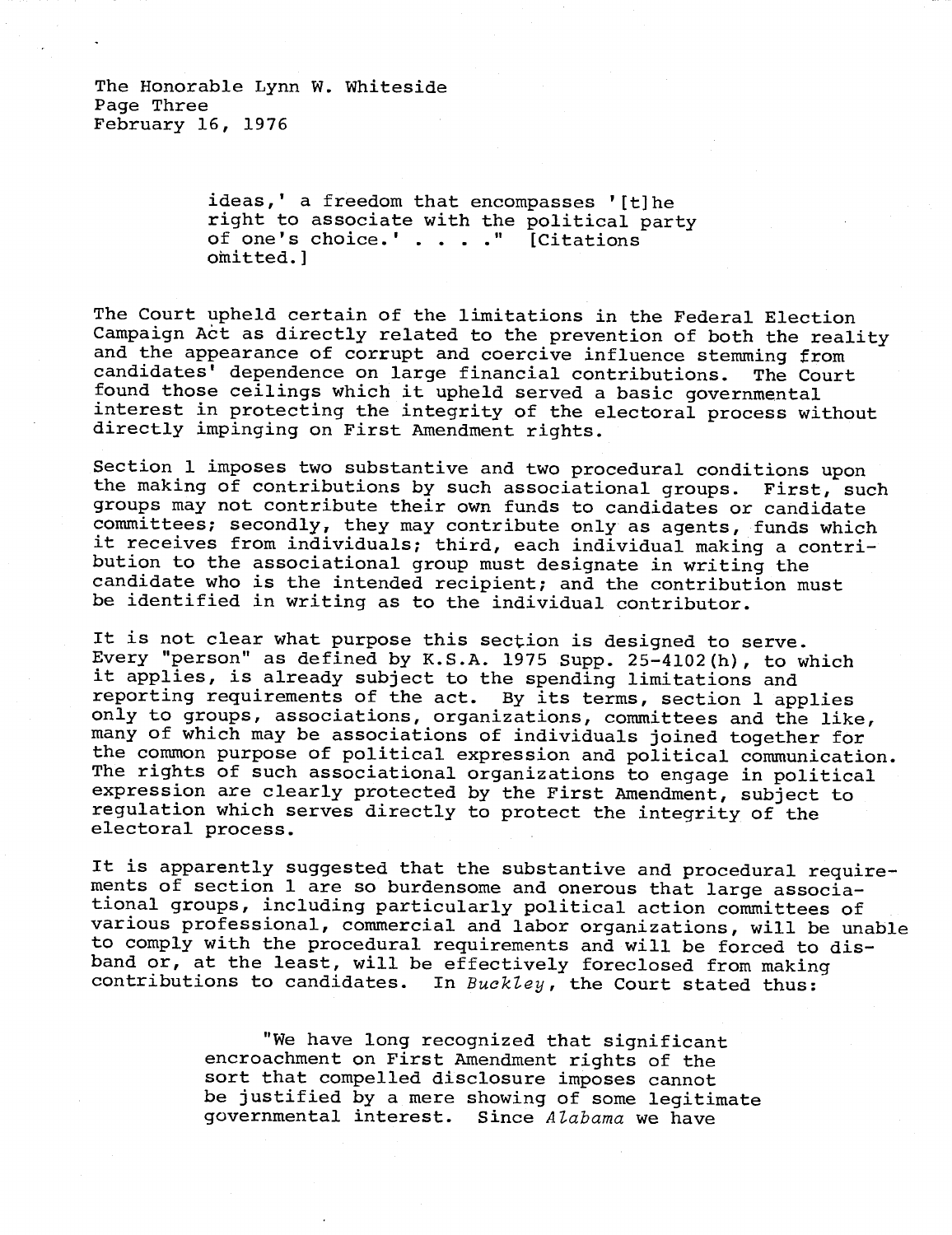ideas,' a freedom that encompasses '[t]he right to associate with the political party of one's choice.' . . . ." [Citations omitted.]

The Court upheld certain of the limitations in the Federal Election Campaign Act as directly related to the prevention of both the reality and the appearance of corrupt and coercive influence stemming from candidates' dependence on large financial contributions. The Court found those ceilings which it upheld served a basic governmental interest in protecting the integrity of the electoral process without directly impinging on First Amendment rights.

Section 1 imposes two substantive and two procedural conditions upon the making of contributions by such associational groups. First, such groups may not contribute their own funds to candidates or candidate committees; secondly, they may contribute only as agents, funds which it receives from individuals; third, each individual making a contribution to the associational group must designate in writing the candidate who is the intended recipient; and the contribution must be identified in writing as to the individual contributor.

It is not clear what purpose this section is designed to serve. Every "person" as defined by K.S.A. 1975 Supp. 25-4102(h), to which it applies, is already subject to the spending limitations and reporting requirements of the act. By its terms, section 1 applies only to groups, associations, organizations, committees and the like, many of which may be associations of individuals joined together for the common purpose of political expression and political communication. The rights of such associational organizations to engage in political expression are clearly protected by the First Amendment, subject to regulation which serves directly to protect the integrity of the electoral process.

It is apparently suggested that the substantive and procedural requirements of section 1 are so burdensome and onerous that large associational groups, including particularly political action committees of various professional, commercial and labor organizations, will be unable to comply with the procedural requirements and will be forced to disband or, at the least, will be effectively foreclosed from making contributions to candidates. In *Buckley*, the Court stated thus:

> "We have long recognized that significant encroachment on First Amendment rights of the sort that compelled disclosure imposes cannot be justified by a mere showing of some legitimate governmental interest. Since *Alabama* we have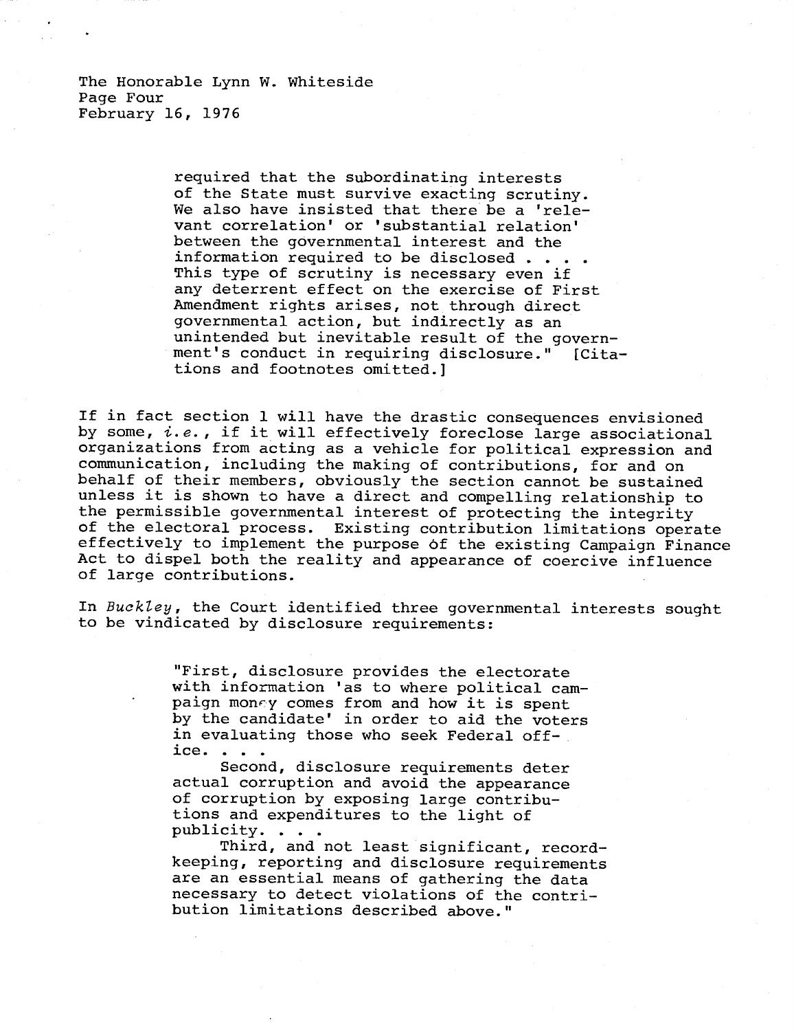> required that the subordinating interests of the State must survive exacting scrutiny. We also have insisted that there be a 'relevant correlation' or 'substantial relation' between the governmental interest and the information required to be disclosed . . . . This type of scrutiny is necessary even if any deterrent effect on the exercise of First Amendment rights arises, not through direct governmental action, but indirectly as an unintended but inevitable result of the government's conduct in requiring disclosure." [Citations and footnotes omitted.]

If in fact section 1 will have the drastic consequences envisioned by some, *i.e.*, if it will effectively foreclose large associational organizations from acting as a vehicle for political expression and communication, including the making of contributions, for and on behalf of their members, obviously the section cannot be sustained unless it is shown to have a direct and compelling relationship to the permissible governmental interest of protecting the integrity of the electoral process. Existing contribution limitations operate effectively to implement the purpose of the existing Campaign Finance Act to dispel both the reality and appearance of coercive influence of large contributions.

In *Buckley*, the Court identified three governmental interests sought to be vindicated by disclosure requirements:

> "First, disclosure provides the electorate with information 'as to where political campaign money comes from and how it is spent by the candidate' in order to aid the voters in evaluating those who seek Federal office. . . .
>
> Second, disclosure requirements deter actual corruption and avoid the appearance of corruption by exposing large contributions and expenditures to the light of publicity. . . .
>
> Third, and not least significant, recordkeeping, reporting and disclosure requirements are an essential means of gathering the data necessary to detect violations of the contribution limitations described above."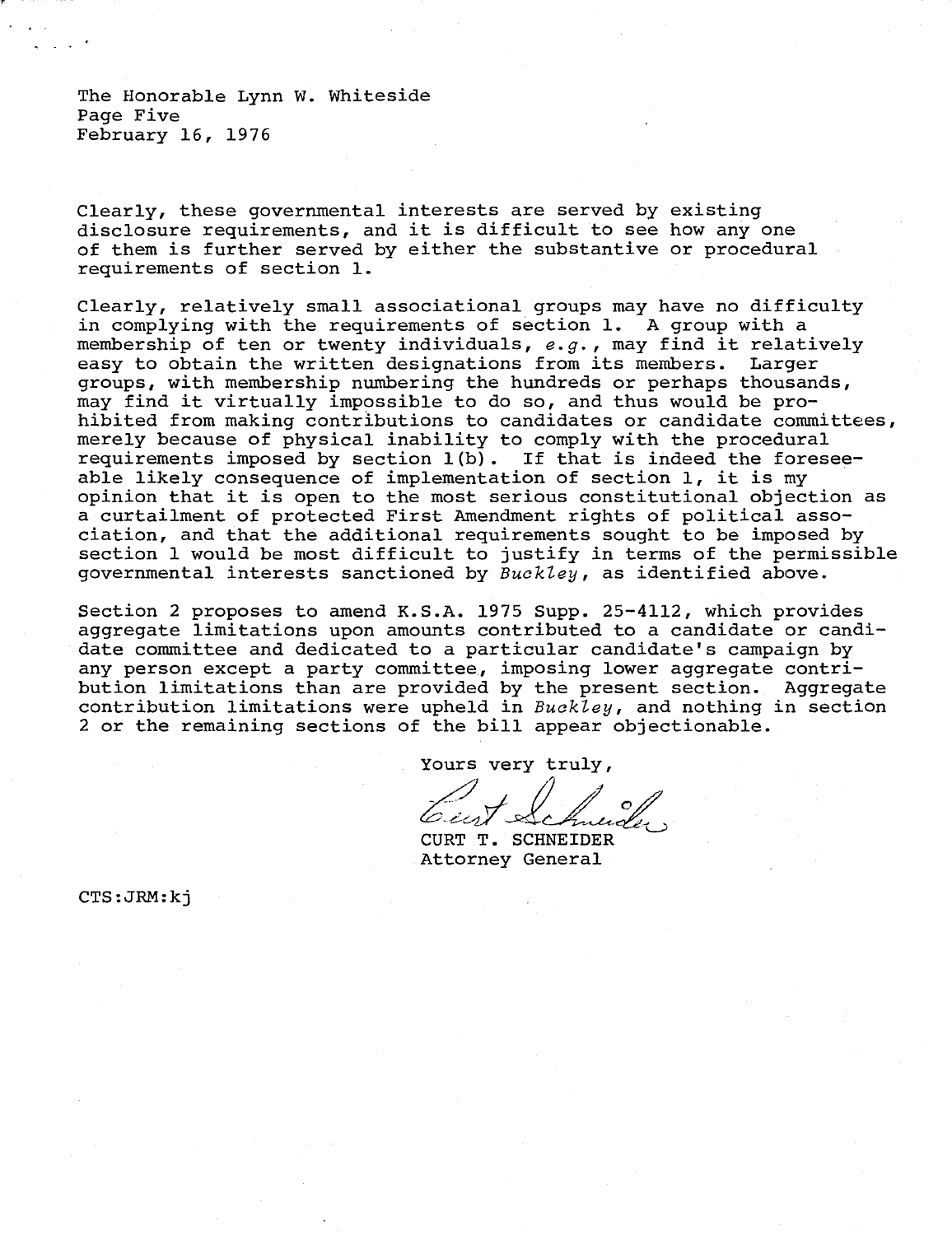The Honorable Lynn W. Whiteside
Page Five
February 16, 1976

Clearly, these governmental interests are served by existing disclosure requirements, and it is difficult to see how any one of them is further served by either the substantive or procedural requirements of section 1.

Clearly, relatively small associational groups may have no difficulty in complying with the requirements of section 1. A group with a membership of ten or twenty individuals, *e.g.*, may find it relatively easy to obtain the written designations from its members. Larger groups, with membership numbering the hundreds or perhaps thousands, may find it virtually impossible to do so, and thus would be prohibited from making contributions to candidates or candidate committees, merely because of physical inability to comply with the procedural requirements imposed by section 1(b). If that is indeed the foreseeable likely consequence of implementation of section 1, it is my opinion that it is open to the most serious constitutional objection as a curtailment of protected First Amendment rights of political association, and that the additional requirements sought to be imposed by section 1 would be most difficult to justify in terms of the permissible governmental interests sanctioned by *Buckley*, as identified above.

Section 2 proposes to amend K.S.A. 1975 Supp. 25-4112, which provides aggregate limitations upon amounts contributed to a candidate or candidate committee and dedicated to a particular candidate's campaign by any person except a party committee, imposing lower aggregate contribution limitations than are provided by the present section. Aggregate contribution limitations were upheld in *Buckley*, and nothing in section 2 or the remaining sections of the bill appear objectionable.

Yours very truly,

Curt Schneider

CURT T. SCHNEIDER
Attorney General

CTS:JRM:kj